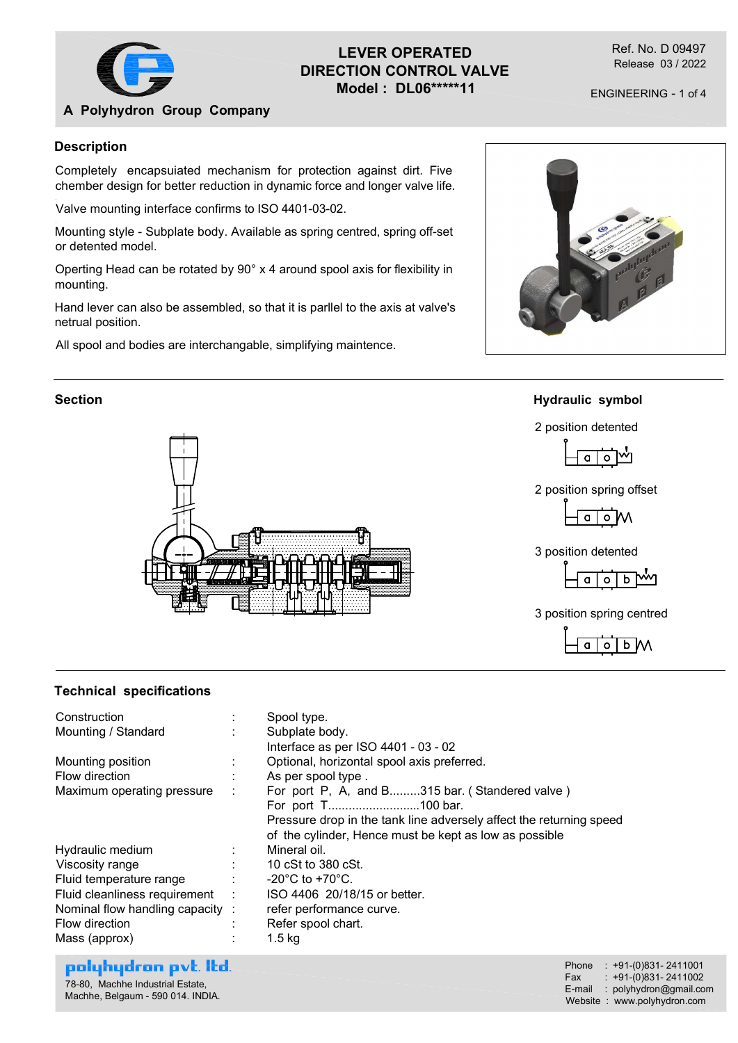# LEVER OPERATED DIRECTION CONTROL VALVE

**Model : DL06*****11**

Ref. No. D 09497
Release 03 / 2022

ENGINEERING

**A Polyhydron Group Company**

## Description

Completely encapsuiated mechanism for protection against dirt. Five chember design for better reduction in dynamic force and longer valve life.

Valve mounting interface confirms to ISO 4401-03-02.

Mounting style - Subplate body. Available as spring centred, spring off-set or detented model.

Operting Head can be rotated by 90° x 4 around spool axis for flexibility in mounting.

Hand lever can also be assembled, so that it is parllel to the axis at valve's netrual position.

All spool and bodies are interchangable, simplifying maintence.

## Section

## Hydraulic symbol

2 position detented

2 position spring offset

3 position detented

3 position spring centred

## Technical specifications

| | | |
|---|---|---|
| Construction | : | Spool type. |
| Mounting / Standard | : | Subplate body. Interface as per ISO 4401 - 03 - 02 |
| Mounting position | : | Optional, horizontal spool axis preferred. |
| Flow direction | : | As per spool type . |
| Maximum operating pressure | : | For port P, A, and B.........315 bar. ( Standered valve ) For port T...........................100 bar. Pressure drop in the tank line adversely affect the returning speed of the cylinder, Hence must be kept as low as possible |
| Hydraulic medium | : | Mineral oil. |
| Viscosity range | : | 10 cSt to 380 cSt. |
| Fluid temperature range | : | -20°C to +70°C. |
| Fluid cleanliness requirement | : | ISO 4406 20/18/15 or better. |
| Nominal flow handling capacity | : | refer performance curve. |
| Flow direction | : | Refer spool chart. |
| Mass (approx) | : | 1.5 kg |

**polyhydron pvt. ltd.**
78-80, Machhe Industrial Estate,
Machhe, Belgaum - 590 014. INDIA.

Phone : +91-(0)831- 2411001
Fax : +91-(0)831- 2411002
E-mail : polyhydron@gmail.com
Website : www.polyhydron.com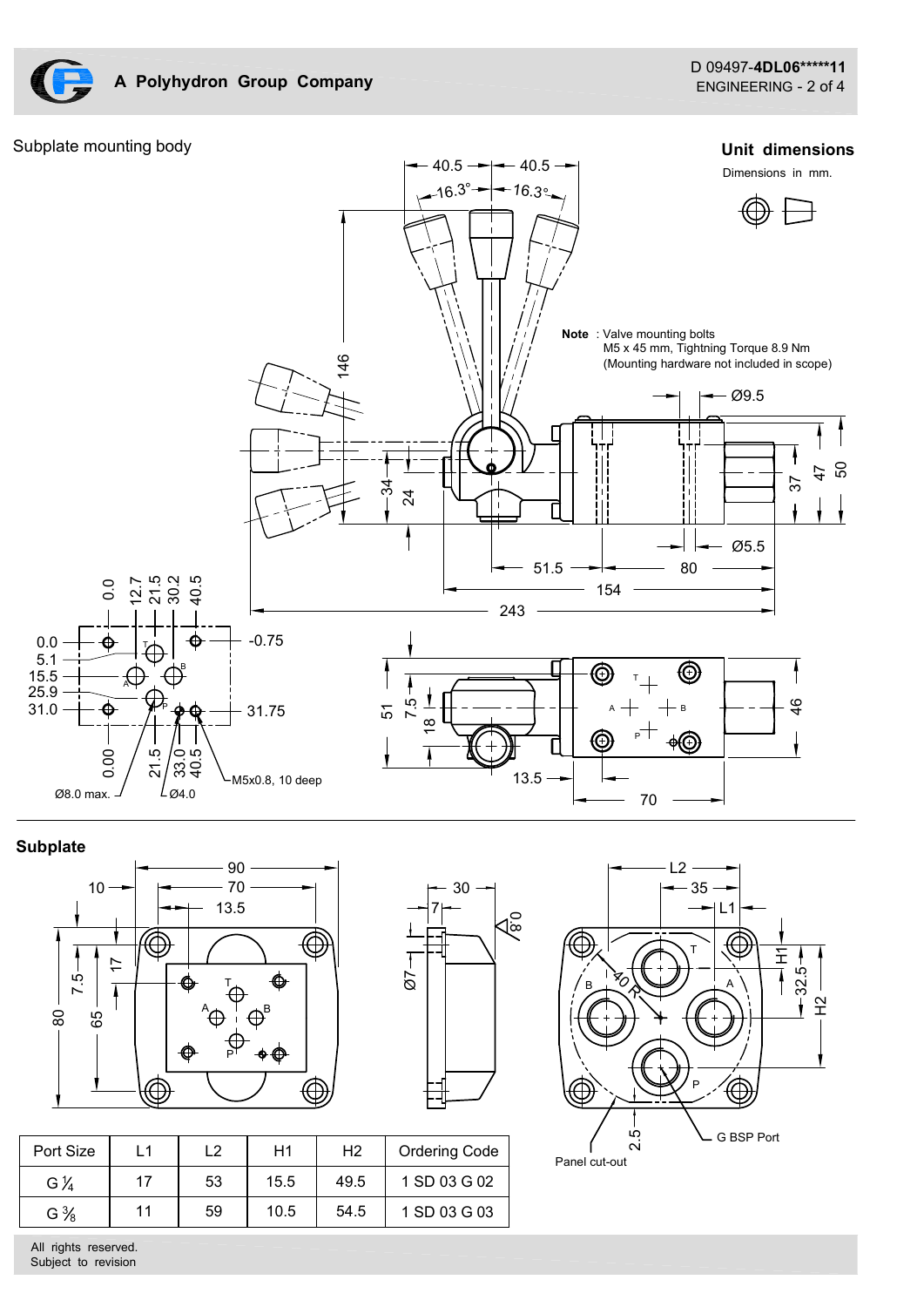## Subplate mounting body

## Unit dimensions

Dimensions in mm.

**Note** : Valve mounting bolts
M5 x 45 mm, Tightning Torque 8.9 Nm
(Mounting hardware not included in scope)

## Subplate

| Port Size | L1 | L2 | H1 | H2 | Ordering Code |
|---|---|---|---|---|---|
| G ¼ | 17 | 53 | 15.5 | 49.5 | 1 SD 03 G 02 |
| G ⅜ | 11 | 59 | 10.5 | 54.5 | 1 SD 03 G 03 |

All rights reserved.
Subject to revision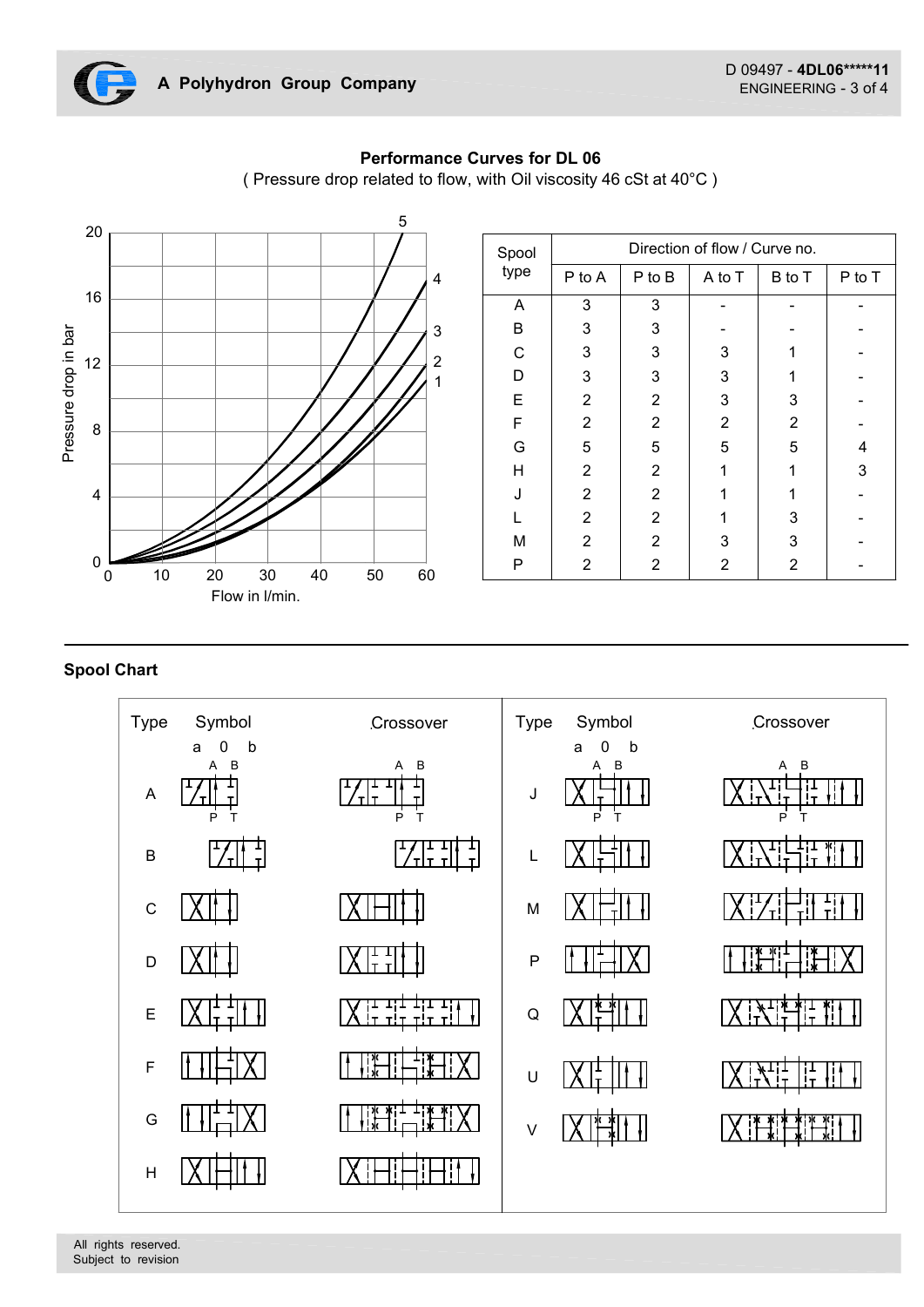## Performance Curves for DL 06

( Pressure drop related to flow, with Oil viscosity 46 cSt at 40°C )

| Spool type | Direction of flow / Curve no. | | | | |
|---|---|---|---|---|---|
| | P to A | P to B | A to T | B to T | P to T |
| A | 3 | 3 | - | - | - |
| B | 3 | 3 | - | - | - |
| C | 3 | 3 | 3 | 1 | - |
| D | 3 | 3 | 3 | 1 | - |
| E | 2 | 2 | 3 | 3 | - |
| F | 2 | 2 | 2 | 2 | - |
| G | 5 | 5 | 5 | 5 | 4 |
| H | 2 | 2 | 1 | 1 | 3 |
| J | 2 | 2 | 1 | 1 | - |
| L | 2 | 2 | 1 | 3 | - |
| M | 2 | 2 | 3 | 3 | - |
| P | 2 | 2 | 2 | 2 | - |

## Spool Chart

| Type | Symbol (a 0 b) | Crossover |
|---|---|---|
| A | | |
| B | | |
| C | | |
| D | | |
| E | | |
| F | | |
| G | | |
| H | | |
| J | | |
| L | | |
| M | | |
| P | | |
| Q | | |
| U | | |
| V | | |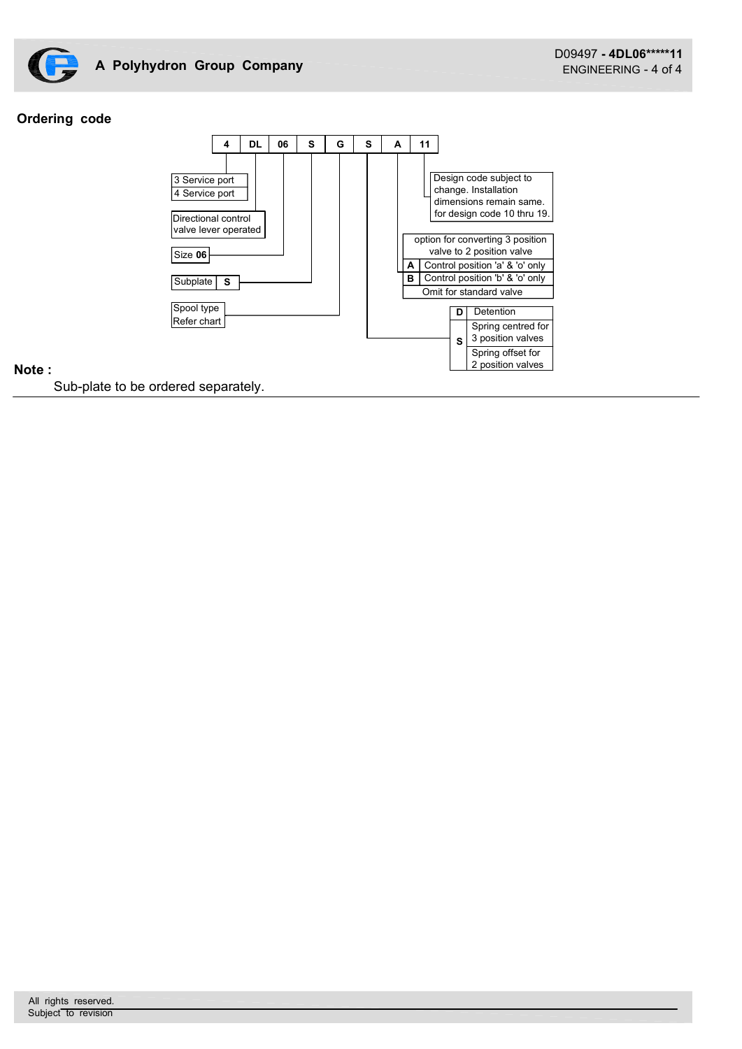## Ordering code

| 4 | DL | 06 | S | G | S | A | 11 |
|---|---|---|---|---|---|---|---|

- **4**: 3 Service port / 4 Service port
- **DL**: Directional control valve lever operated
- **06**: Size **06**
- **S**: Subplate **S**
- **G**: Spool type Refer chart
- **S**:

| | |
|---|---|
| **D** | Detention |
| **S** | Spring centred for 3 position valves |
| | Spring offset for 2 position valves |

- **A**: option for converting 3 position valve to 2 position valve

| | |
|---|---|
| **A** | Control position 'a' & 'o' only |
| **B** | Control position 'b' & 'o' only |
| | Omit for standard valve |

- **11**: Design code subject to change. Installation dimensions remain same. for design code 10 thru 19.

**Note :**

Sub-plate to be ordered separately.

All rights reserved.
Subject to revision